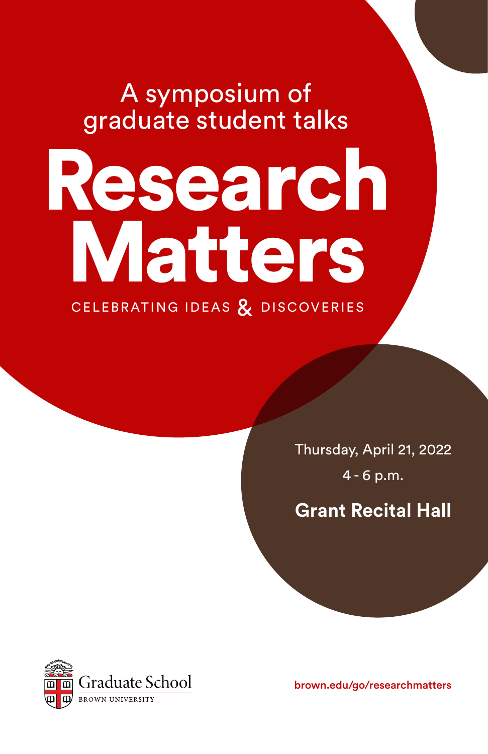A symposium of graduate student talks

# Research Matters

CELEBRATING IDEAS & DISCOVERIES

Thursday, April 21, 2022

4 - 6 p.m.

**Grant Recital Hall**

Graduate School
BROWN UNIVERSITY

brown.edu/go/researchmatters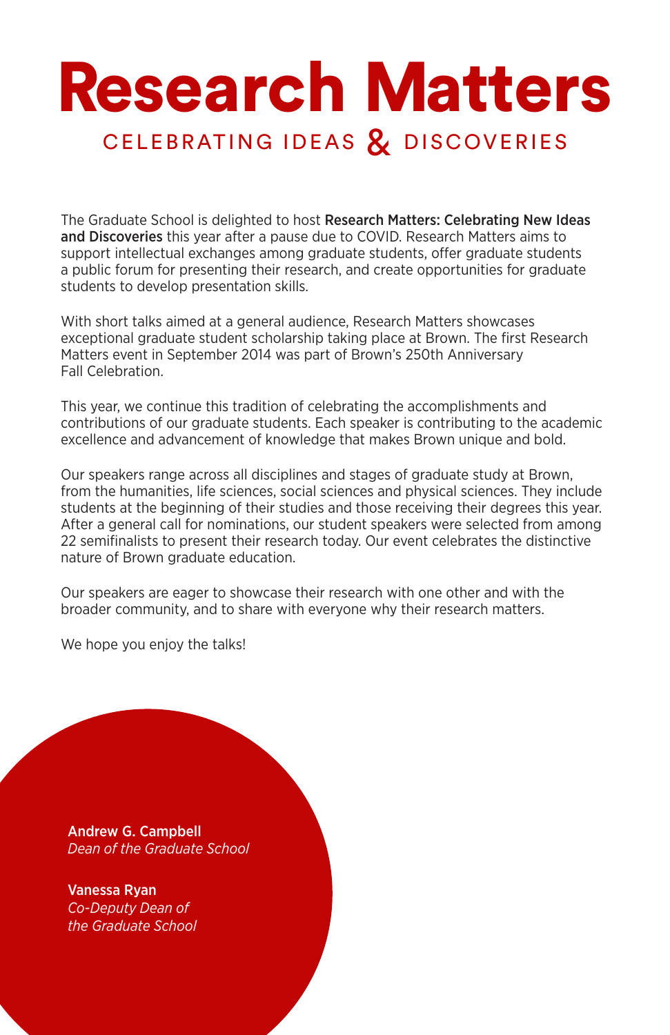# Research Matters

## CELEBRATING IDEAS & DISCOVERIES

The Graduate School is delighted to host **Research Matters: Celebrating New Ideas and Discoveries** this year after a pause due to COVID. Research Matters aims to support intellectual exchanges among graduate students, offer graduate students a public forum for presenting their research, and create opportunities for graduate students to develop presentation skills.

With short talks aimed at a general audience, Research Matters showcases exceptional graduate student scholarship taking place at Brown. The first Research Matters event in September 2014 was part of Brown's 250th Anniversary Fall Celebration.

This year, we continue this tradition of celebrating the accomplishments and contributions of our graduate students. Each speaker is contributing to the academic excellence and advancement of knowledge that makes Brown unique and bold.

Our speakers range across all disciplines and stages of graduate study at Brown, from the humanities, life sciences, social sciences and physical sciences. They include students at the beginning of their studies and those receiving their degrees this year. After a general call for nominations, our student speakers were selected from among 22 semifinalists to present their research today. Our event celebrates the distinctive nature of Brown graduate education.

Our speakers are eager to showcase their research with one other and with the broader community, and to share with everyone why their research matters.

We hope you enjoy the talks!

**Andrew G. Campbell**
*Dean of the Graduate School*

**Vanessa Ryan**
*Co-Deputy Dean of the Graduate School*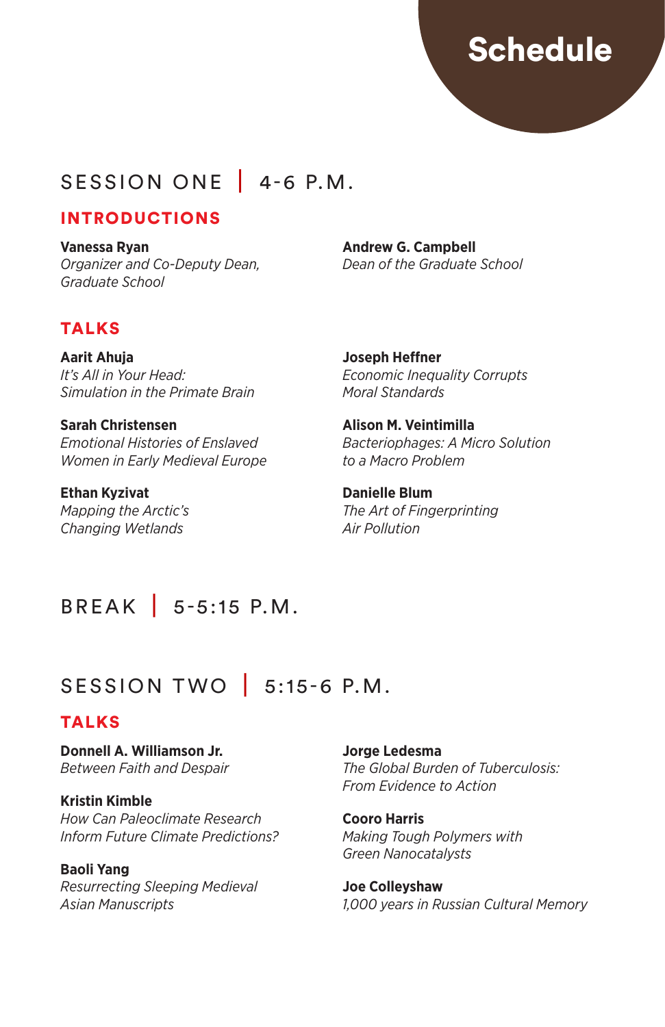# Schedule

## SESSION ONE | 4-6 P.M.

### INTRODUCTIONS

**Vanessa Ryan**
*Organizer and Co-Deputy Dean, Graduate School*

**Andrew G. Campbell**
*Dean of the Graduate School*

### TALKS

**Aarit Ahuja**
*It's All in Your Head: Simulation in the Primate Brain*

**Sarah Christensen**
*Emotional Histories of Enslaved Women in Early Medieval Europe*

**Ethan Kyzivat**
*Mapping the Arctic's Changing Wetlands*

**Joseph Heffner**
*Economic Inequality Corrupts Moral Standards*

**Alison M. Veintimilla**
*Bacteriophages: A Micro Solution to a Macro Problem*

**Danielle Blum**
*The Art of Fingerprinting Air Pollution*

## BREAK | 5-5:15 P.M.

## SESSION TWO | 5:15-6 P.M.

### TALKS

**Donnell A. Williamson Jr.**
*Between Faith and Despair*

**Kristin Kimble**
*How Can Paleoclimate Research Inform Future Climate Predictions?*

**Baoli Yang**
*Resurrecting Sleeping Medieval Asian Manuscripts*

**Jorge Ledesma**
*The Global Burden of Tuberculosis: From Evidence to Action*

**Cooro Harris**
*Making Tough Polymers with Green Nanocatalysts*

**Joe Colleyshaw**
*1,000 years in Russian Cultural Memory*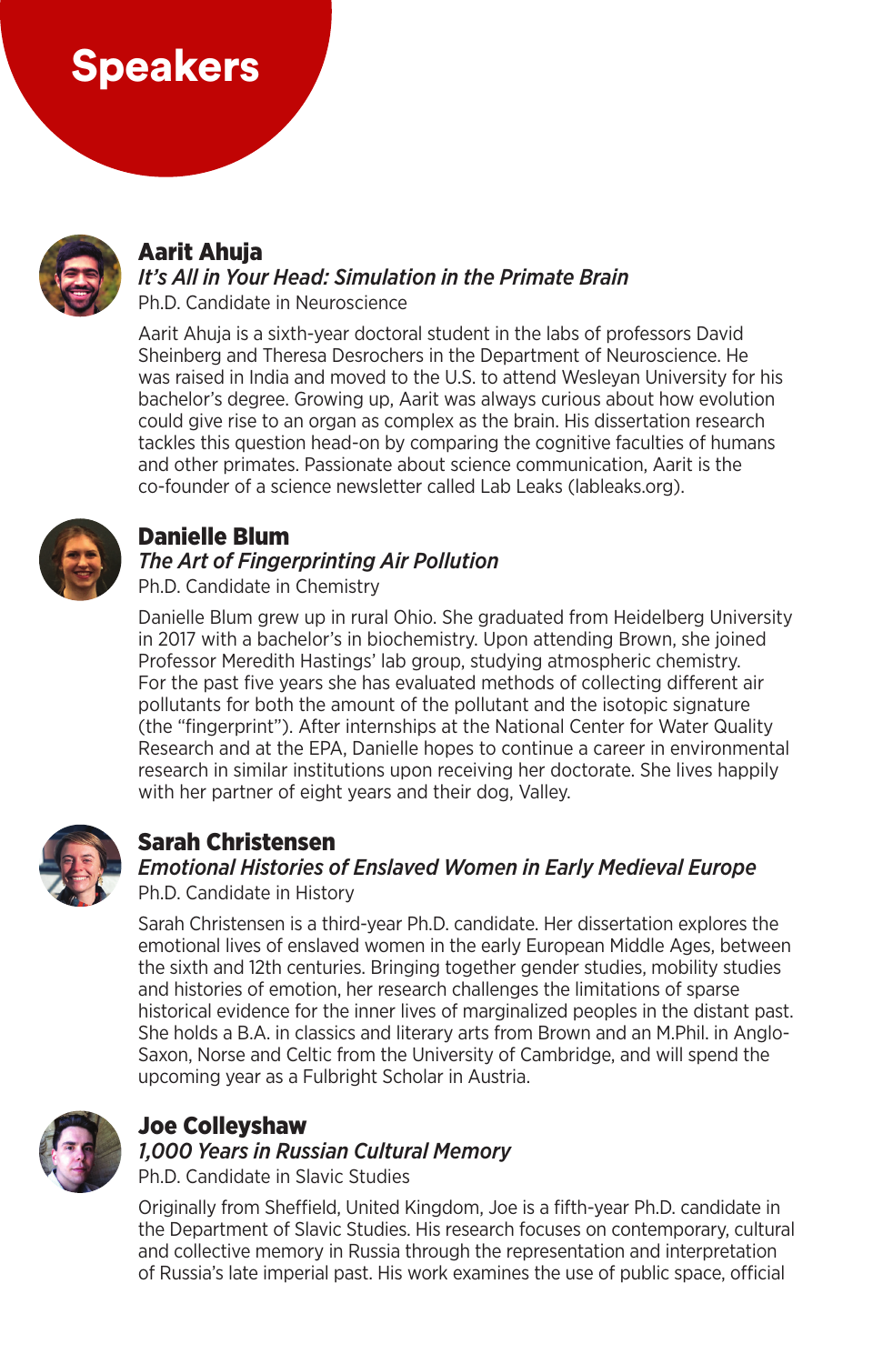# Speakers

## Aarit Ahuja

*It's All in Your Head: Simulation in the Primate Brain*

Ph.D. Candidate in Neuroscience

Aarit Ahuja is a sixth-year doctoral student in the labs of professors David Sheinberg and Theresa Desrochers in the Department of Neuroscience. He was raised in India and moved to the U.S. to attend Wesleyan University for his bachelor's degree. Growing up, Aarit was always curious about how evolution could give rise to an organ as complex as the brain. His dissertation research tackles this question head-on by comparing the cognitive faculties of humans and other primates. Passionate about science communication, Aarit is the co-founder of a science newsletter called Lab Leaks (lableaks.org).

## Danielle Blum

*The Art of Fingerprinting Air Pollution*

Ph.D. Candidate in Chemistry

Danielle Blum grew up in rural Ohio. She graduated from Heidelberg University in 2017 with a bachelor's in biochemistry. Upon attending Brown, she joined Professor Meredith Hastings' lab group, studying atmospheric chemistry. For the past five years she has evaluated methods of collecting different air pollutants for both the amount of the pollutant and the isotopic signature (the "fingerprint"). After internships at the National Center for Water Quality Research and at the EPA, Danielle hopes to continue a career in environmental research in similar institutions upon receiving her doctorate. She lives happily with her partner of eight years and their dog, Valley.

## Sarah Christensen

*Emotional Histories of Enslaved Women in Early Medieval Europe*

Ph.D. Candidate in History

Sarah Christensen is a third-year Ph.D. candidate. Her dissertation explores the emotional lives of enslaved women in the early European Middle Ages, between the sixth and 12th centuries. Bringing together gender studies, mobility studies and histories of emotion, her research challenges the limitations of sparse historical evidence for the inner lives of marginalized peoples in the distant past. She holds a B.A. in classics and literary arts from Brown and an M.Phil. in Anglo-Saxon, Norse and Celtic from the University of Cambridge, and will spend the upcoming year as a Fulbright Scholar in Austria.

## Joe Colleyshaw

*1,000 Years in Russian Cultural Memory*

Ph.D. Candidate in Slavic Studies

Originally from Sheffield, United Kingdom, Joe is a fifth-year Ph.D. candidate in the Department of Slavic Studies. His research focuses on contemporary, cultural and collective memory in Russia through the representation and interpretation of Russia's late imperial past. His work examines the use of public space, official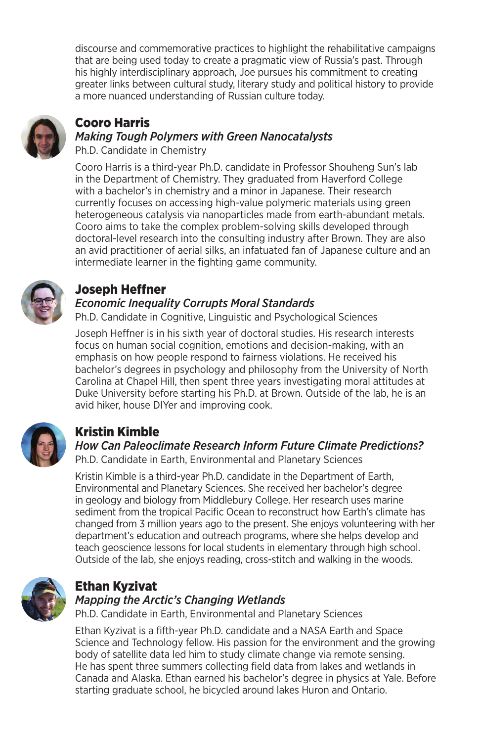discourse and commemorative practices to highlight the rehabilitative campaigns that are being used today to create a pragmatic view of Russia's past. Through his highly interdisciplinary approach, Joe pursues his commitment to creating greater links between cultural study, literary study and political history to provide a more nuanced understanding of Russian culture today.

## Cooro Harris

***Making Tough Polymers with Green Nanocatalysts***

Ph.D. Candidate in Chemistry

Cooro Harris is a third-year Ph.D. candidate in Professor Shouheng Sun's lab in the Department of Chemistry. They graduated from Haverford College with a bachelor's in chemistry and a minor in Japanese. Their research currently focuses on accessing high-value polymeric materials using green heterogeneous catalysis via nanoparticles made from earth-abundant metals. Cooro aims to take the complex problem-solving skills developed through doctoral-level research into the consulting industry after Brown. They are also an avid practitioner of aerial silks, an infatuated fan of Japanese culture and an intermediate learner in the fighting game community.

## Joseph Heffner

***Economic Inequality Corrupts Moral Standards***

Ph.D. Candidate in Cognitive, Linguistic and Psychological Sciences

Joseph Heffner is in his sixth year of doctoral studies. His research interests focus on human social cognition, emotions and decision-making, with an emphasis on how people respond to fairness violations. He received his bachelor's degrees in psychology and philosophy from the University of North Carolina at Chapel Hill, then spent three years investigating moral attitudes at Duke University before starting his Ph.D. at Brown. Outside of the lab, he is an avid hiker, house DIYer and improving cook.

## Kristin Kimble

***How Can Paleoclimate Research Inform Future Climate Predictions?***

Ph.D. Candidate in Earth, Environmental and Planetary Sciences

Kristin Kimble is a third-year Ph.D. candidate in the Department of Earth, Environmental and Planetary Sciences. She received her bachelor's degree in geology and biology from Middlebury College. Her research uses marine sediment from the tropical Pacific Ocean to reconstruct how Earth's climate has changed from 3 million years ago to the present. She enjoys volunteering with her department's education and outreach programs, where she helps develop and teach geoscience lessons for local students in elementary through high school. Outside of the lab, she enjoys reading, cross-stitch and walking in the woods.

## Ethan Kyzivat

***Mapping the Arctic's Changing Wetlands***

Ph.D. Candidate in Earth, Environmental and Planetary Sciences

Ethan Kyzivat is a fifth-year Ph.D. candidate and a NASA Earth and Space Science and Technology fellow. His passion for the environment and the growing body of satellite data led him to study climate change via remote sensing. He has spent three summers collecting field data from lakes and wetlands in Canada and Alaska. Ethan earned his bachelor's degree in physics at Yale. Before starting graduate school, he bicycled around lakes Huron and Ontario.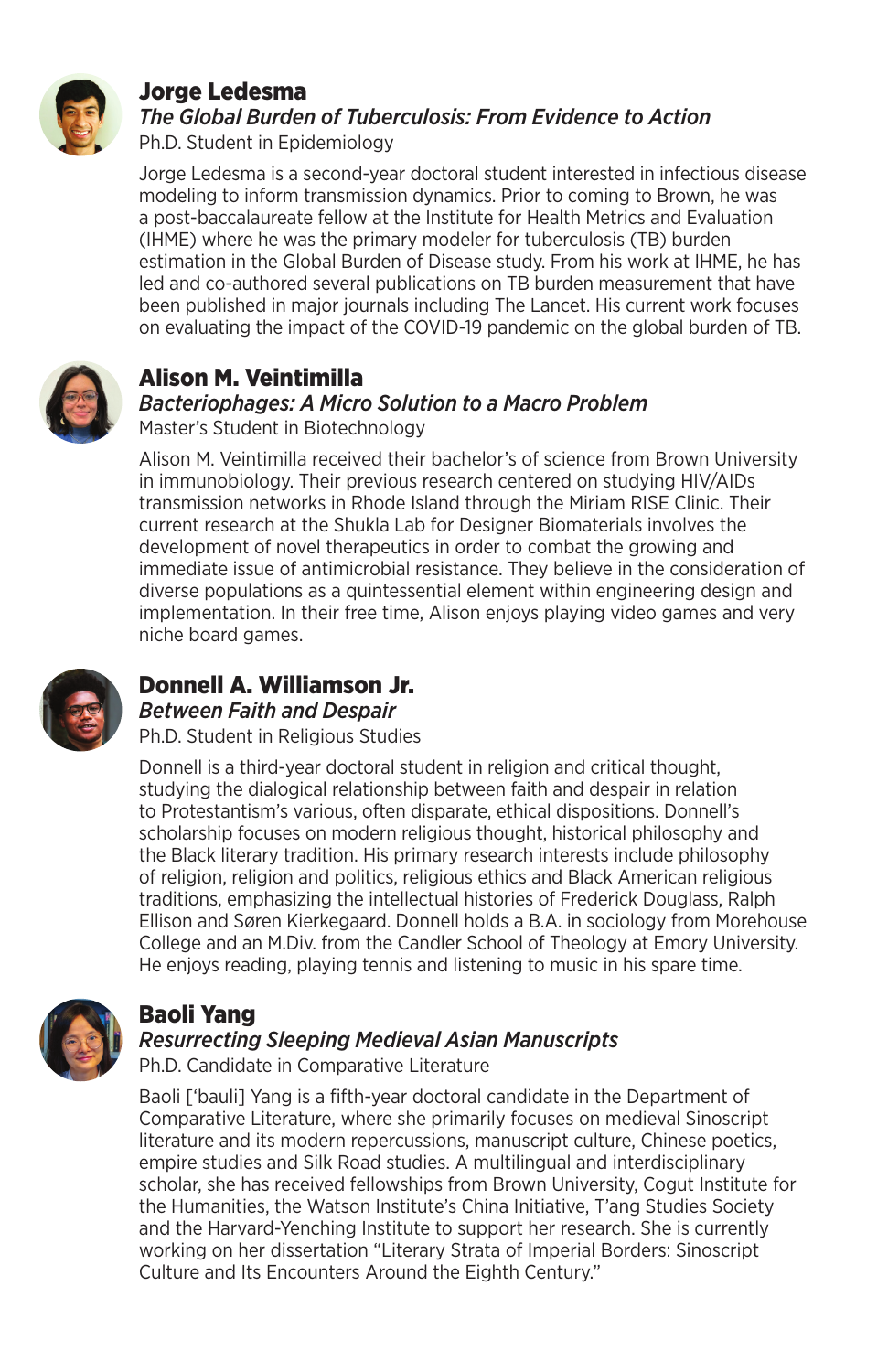### Jorge Ledesma

***The Global Burden of Tuberculosis: From Evidence to Action***

Ph.D. Student in Epidemiology

Jorge Ledesma is a second-year doctoral student interested in infectious disease modeling to inform transmission dynamics. Prior to coming to Brown, he was a post-baccalaureate fellow at the Institute for Health Metrics and Evaluation (IHME) where he was the primary modeler for tuberculosis (TB) burden estimation in the Global Burden of Disease study. From his work at IHME, he has led and co-authored several publications on TB burden measurement that have been published in major journals including The Lancet. His current work focuses on evaluating the impact of the COVID-19 pandemic on the global burden of TB.

### Alison M. Veintimilla

***Bacteriophages: A Micro Solution to a Macro Problem***

Master's Student in Biotechnology

Alison M. Veintimilla received their bachelor's of science from Brown University in immunobiology. Their previous research centered on studying HIV/AIDs transmission networks in Rhode Island through the Miriam RISE Clinic. Their current research at the Shukla Lab for Designer Biomaterials involves the development of novel therapeutics in order to combat the growing and immediate issue of antimicrobial resistance. They believe in the consideration of diverse populations as a quintessential element within engineering design and implementation. In their free time, Alison enjoys playing video games and very niche board games.

### Donnell A. Williamson Jr.

***Between Faith and Despair***

Ph.D. Student in Religious Studies

Donnell is a third-year doctoral student in religion and critical thought, studying the dialogical relationship between faith and despair in relation to Protestantism's various, often disparate, ethical dispositions. Donnell's scholarship focuses on modern religious thought, historical philosophy and the Black literary tradition. His primary research interests include philosophy of religion, religion and politics, religious ethics and Black American religious traditions, emphasizing the intellectual histories of Frederick Douglass, Ralph Ellison and Søren Kierkegaard. Donnell holds a B.A. in sociology from Morehouse College and an M.Div. from the Candler School of Theology at Emory University. He enjoys reading, playing tennis and listening to music in his spare time.

### Baoli Yang

***Resurrecting Sleeping Medieval Asian Manuscripts***

Ph.D. Candidate in Comparative Literature

Baoli ['bauli] Yang is a fifth-year doctoral candidate in the Department of Comparative Literature, where she primarily focuses on medieval Sinoscript literature and its modern repercussions, manuscript culture, Chinese poetics, empire studies and Silk Road studies. A multilingual and interdisciplinary scholar, she has received fellowships from Brown University, Cogut Institute for the Humanities, the Watson Institute's China Initiative, T'ang Studies Society and the Harvard-Yenching Institute to support her research. She is currently working on her dissertation "Literary Strata of Imperial Borders: Sinoscript Culture and Its Encounters Around the Eighth Century."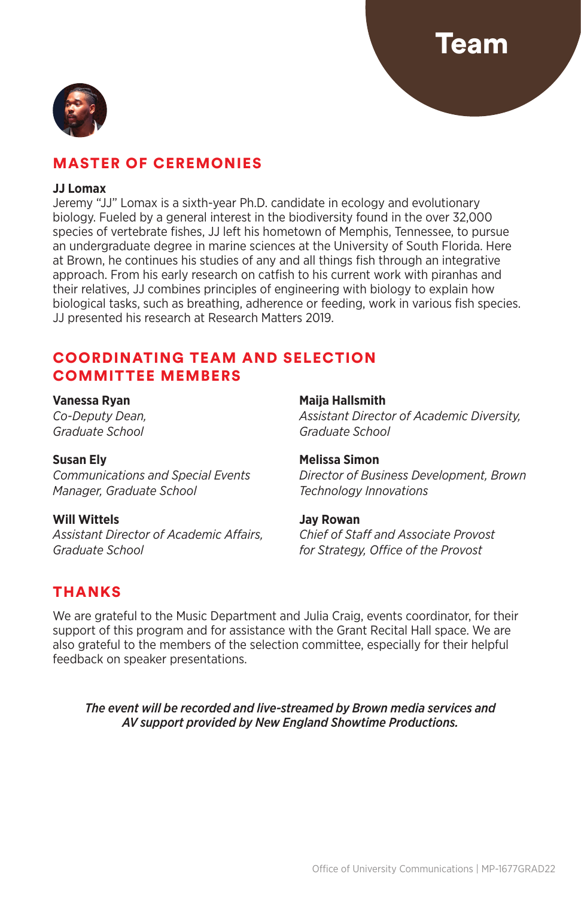# Team

## MASTER OF CEREMONIES

**JJ Lomax**
Jeremy “JJ” Lomax is a sixth-year Ph.D. candidate in ecology and evolutionary biology. Fueled by a general interest in the biodiversity found in the over 32,000 species of vertebrate fishes, JJ left his hometown of Memphis, Tennessee, to pursue an undergraduate degree in marine sciences at the University of South Florida. Here at Brown, he continues his studies of any and all things fish through an integrative approach. From his early research on catfish to his current work with piranhas and their relatives, JJ combines principles of engineering with biology to explain how biological tasks, such as breathing, adherence or feeding, work in various fish species. JJ presented his research at Research Matters 2019.

## COORDINATING TEAM AND SELECTION COMMITTEE MEMBERS

**Vanessa Ryan**
*Co-Deputy Dean, Graduate School*

**Susan Ely**
*Communications and Special Events Manager, Graduate School*

**Will Wittels**
*Assistant Director of Academic Affairs, Graduate School*

**Maija Hallsmith**
*Assistant Director of Academic Diversity, Graduate School*

**Melissa Simon**
*Director of Business Development, Brown Technology Innovations*

**Jay Rowan**
*Chief of Staff and Associate Provost for Strategy, Office of the Provost*

## THANKS

We are grateful to the Music Department and Julia Craig, events coordinator, for their support of this program and for assistance with the Grant Recital Hall space. We are also grateful to the members of the selection committee, especially for their helpful feedback on speaker presentations.

***The event will be recorded and live-streamed by Brown media services and AV support provided by New England Showtime Productions.***

Office of University Communications | MP-1677GRAD22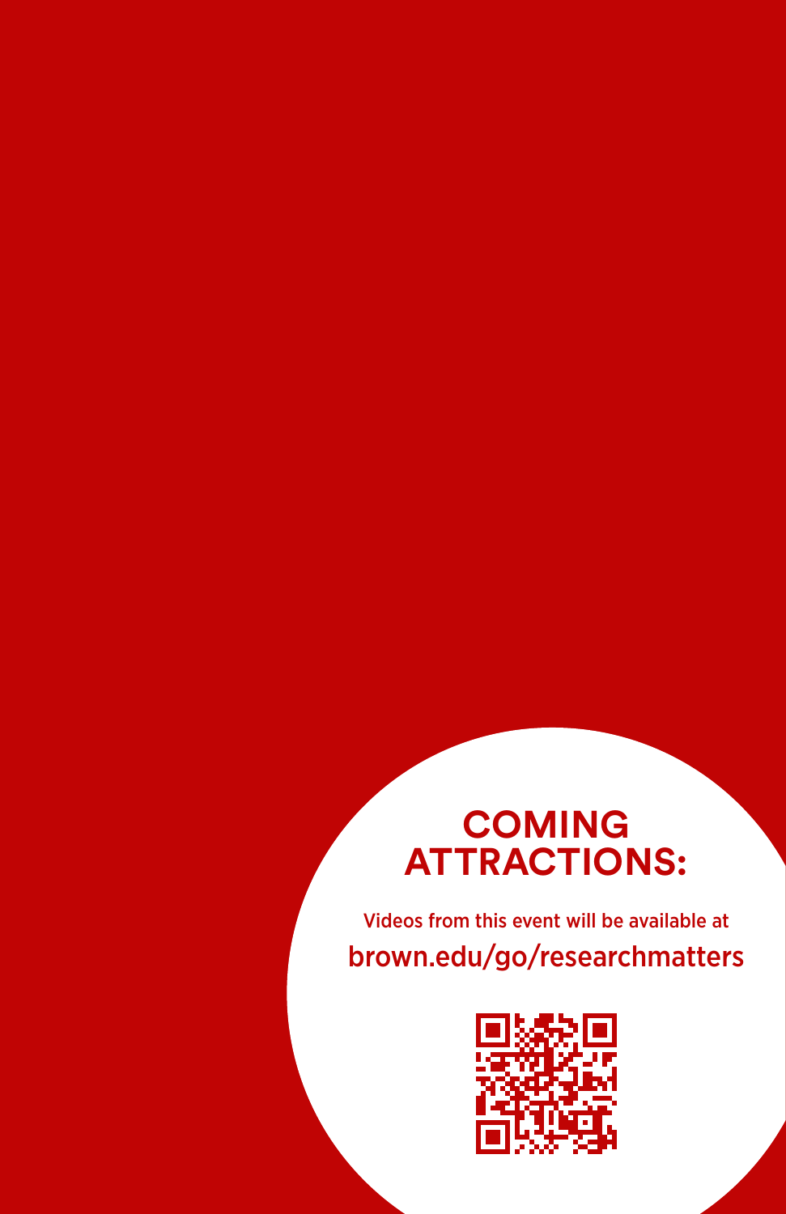## COMING ATTRACTIONS:

Videos from this event will be available at

brown.edu/go/researchmatters